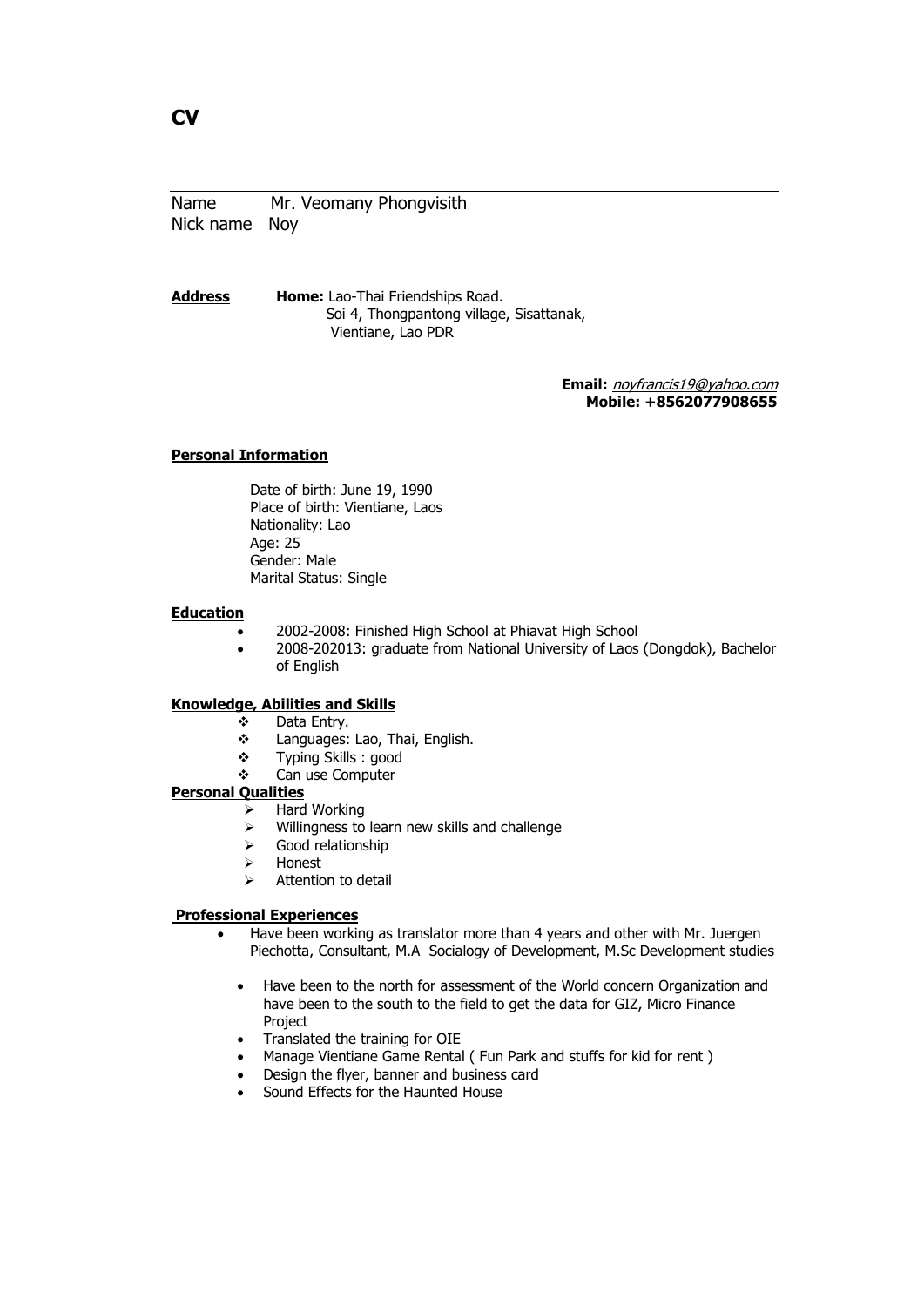# CV

Name Mr. Veomany Phongvisith
Nick name Noy

**Address** **Home:** Lao-Thai Friendships Road.
Soi 4, Thongpantong village, Sisattanak,
Vientiane, Lao PDR

**Email:** *noyfrancis19@yahoo.com*
**Mobile: +8562077908655**

## Personal Information

Date of birth: June 19, 1990
Place of birth: Vientiane, Laos
Nationality: Lao
Age: 25
Gender: Male
Marital Status: Single

## Education

- 2002-2008: Finished High School at Phiavat High School
- 2008-202013: graduate from National University of Laos (Dongdok), Bachelor of English

## Knowledge, Abilities and Skills

- Data Entry.
- Languages: Lao, Thai, English.
- Typing Skills : good
- Can use Computer

## Personal Qualities

- Hard Working
- Willingness to learn new skills and challenge
- Good relationship
- Honest
- Attention to detail

## Professional Experiences

- Have been working as translator more than 4 years and other with Mr. Juergen Piechotta, Consultant, M.A Socialogy of Development, M.Sc Development studies
  - Have been to the north for assessment of the World concern Organization and have been to the south to the field to get the data for GIZ, Micro Finance Project
  - Translated the training for OIE
  - Manage Vientiane Game Rental ( Fun Park and stuffs for kid for rent )
  - Design the flyer, banner and business card
  - Sound Effects for the Haunted House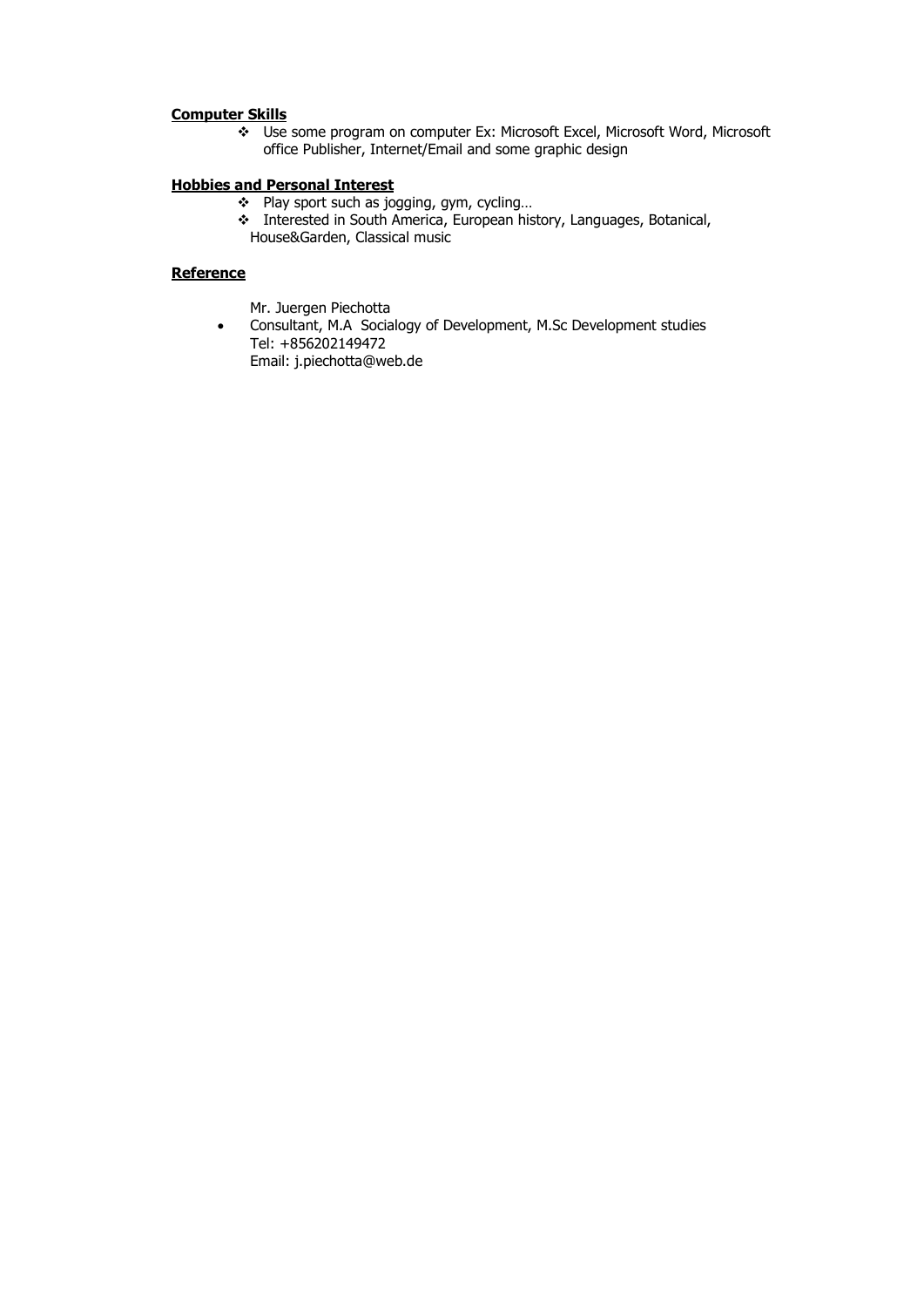**Computer Skills**

- Use some program on computer Ex: Microsoft Excel, Microsoft Word, Microsoft office Publisher, Internet/Email and some graphic design

**Hobbies and Personal Interest**

- Play sport such as jogging, gym, cycling…
- Interested in South America, European history, Languages, Botanical, House&Garden, Classical music

**Reference**

Mr. Juergen Piechotta
- Consultant, M.A Socialogy of Development, M.Sc Development studies
Tel: +856202149472
Email: j.piechotta@web.de